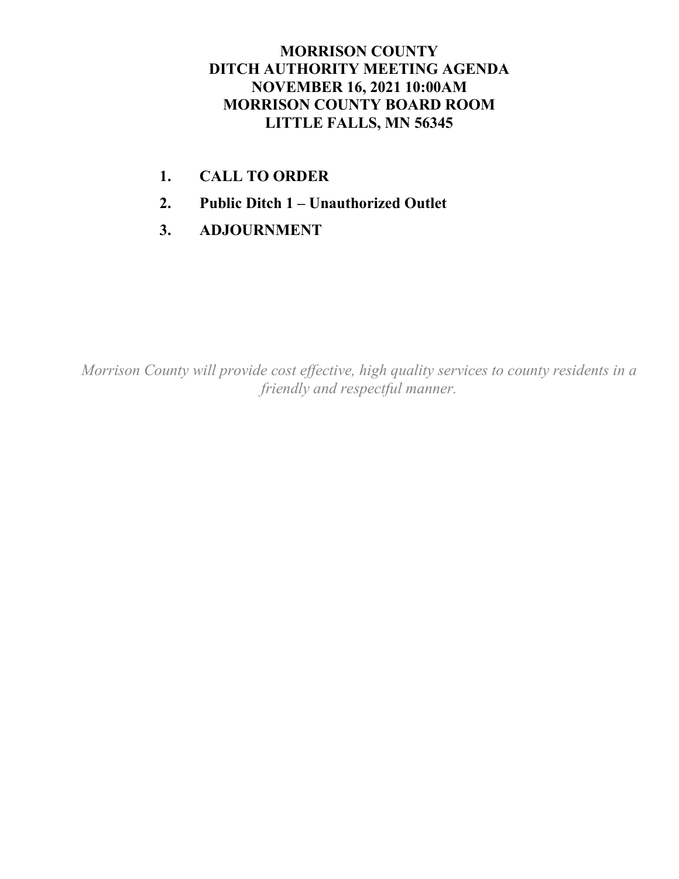# MORRISON COUNTY
# DITCH AUTHORITY MEETING AGENDA
# NOVEMBER 16, 2021 10:00AM
# MORRISON COUNTY BOARD ROOM
# LITTLE FALLS, MN 56345

1. **CALL TO ORDER**
2. **Public Ditch 1 – Unauthorized Outlet**
3. **ADJOURNMENT**

*Morrison County will provide cost effective, high quality services to county residents in a friendly and respectful manner.*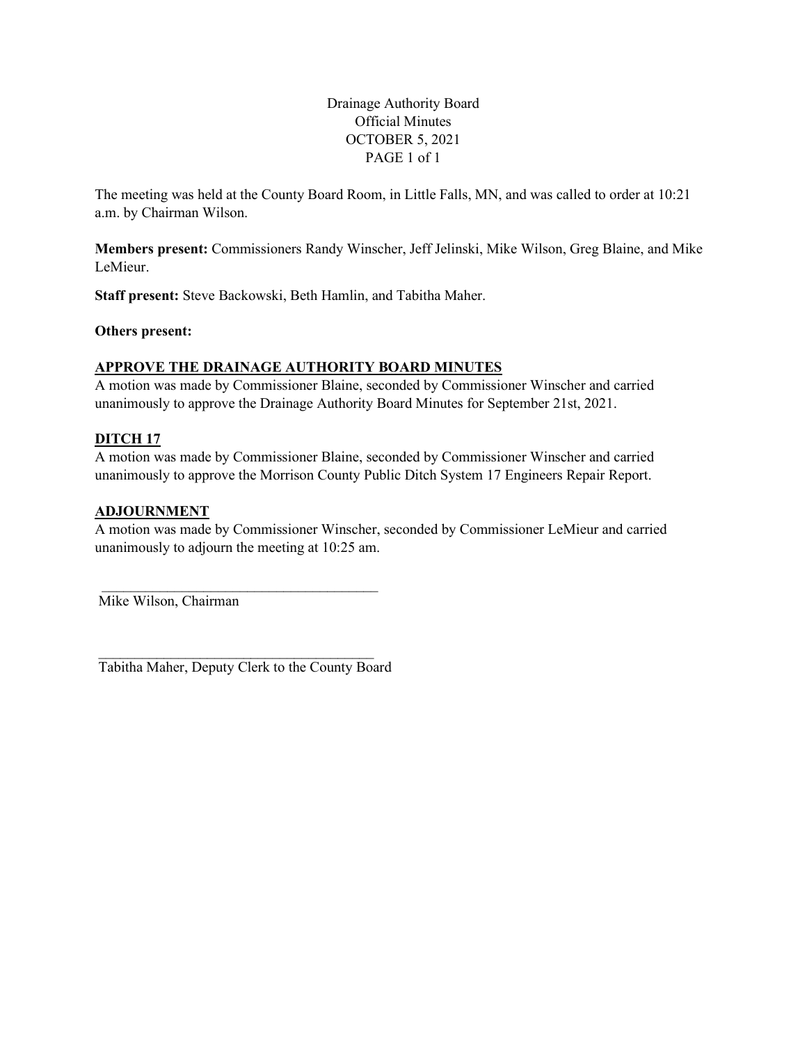Drainage Authority Board
Official Minutes
OCTOBER 5, 2021

The meeting was held at the County Board Room, in Little Falls, MN, and was called to order at 10:21 a.m. by Chairman Wilson.

**Members present:** Commissioners Randy Winscher, Jeff Jelinski, Mike Wilson, Greg Blaine, and Mike LeMieur.

**Staff present:** Steve Backowski, Beth Hamlin, and Tabitha Maher.

**Others present:**

## APPROVE THE DRAINAGE AUTHORITY BOARD MINUTES

A motion was made by Commissioner Blaine, seconded by Commissioner Winscher and carried unanimously to approve the Drainage Authority Board Minutes for September 21st, 2021.

## DITCH 17

A motion was made by Commissioner Blaine, seconded by Commissioner Winscher and carried unanimously to approve the Morrison County Public Ditch System 17 Engineers Repair Report.

## ADJOURNMENT

A motion was made by Commissioner Winscher, seconded by Commissioner LeMieur and carried unanimously to adjourn the meeting at 10:25 am.

\_\_\_\_\_\_\_\_\_\_\_\_\_\_\_\_\_\_\_\_\_\_\_\_\_\_\_\_\_\_\_\_\_\_\_\_\_\_\_

Mike Wilson, Chairman

\_\_\_\_\_\_\_\_\_\_\_\_\_\_\_\_\_\_\_\_\_\_\_\_\_\_\_\_\_\_\_\_\_\_\_\_\_\_\_

Tabitha Maher, Deputy Clerk to the County Board